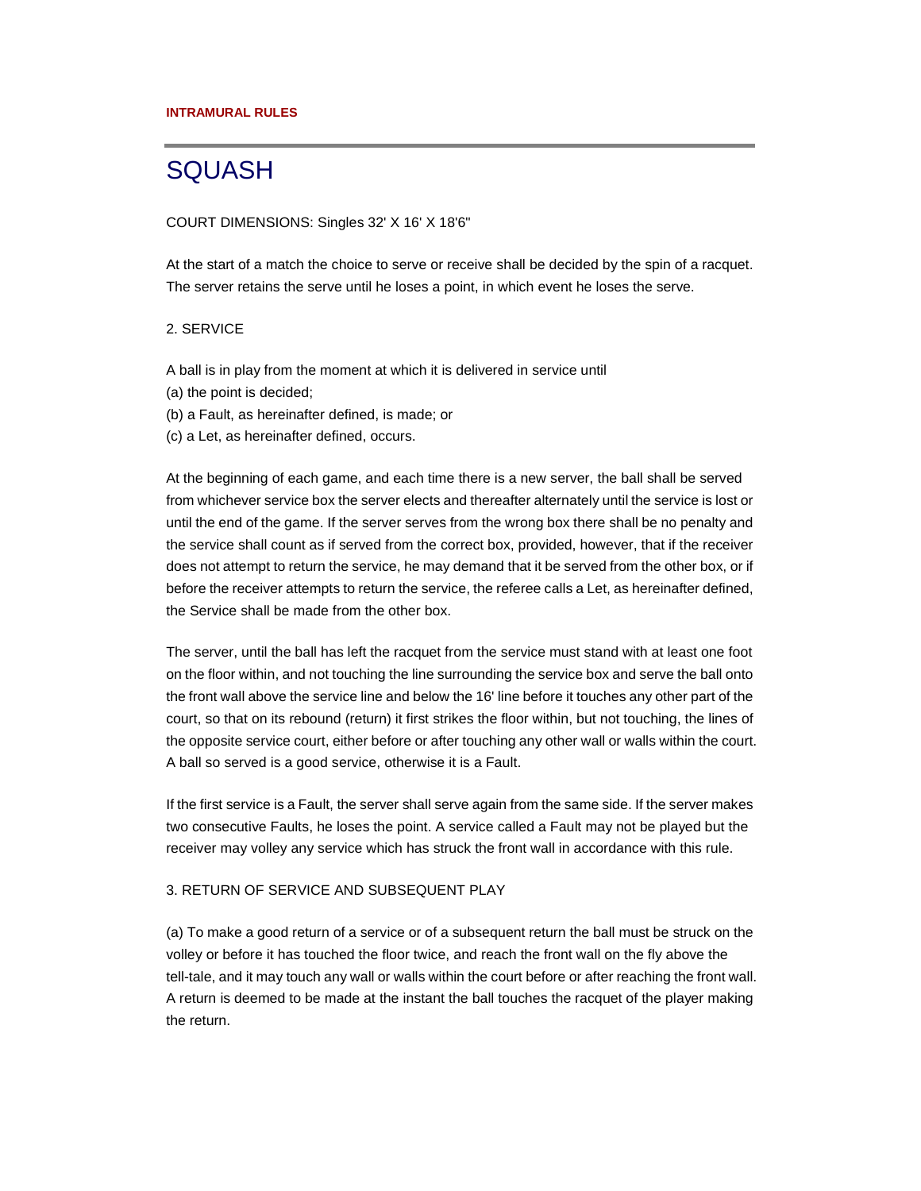**INTRAMURAL RULES**

# SQUASH

COURT DIMENSIONS: Singles 32' X 16' X 18'6"

At the start of a match the choice to serve or receive shall be decided by the spin of a racquet. The server retains the serve until he loses a point, in which event he loses the serve.

## 2. SERVICE

A ball is in play from the moment at which it is delivered in service until

(a) the point is decided;

(b) a Fault, as hereinafter defined, is made; or

(c) a Let, as hereinafter defined, occurs.

At the beginning of each game, and each time there is a new server, the ball shall be served from whichever service box the server elects and thereafter alternately until the service is lost or until the end of the game. If the server serves from the wrong box there shall be no penalty and the service shall count as if served from the correct box, provided, however, that if the receiver does not attempt to return the service, he may demand that it be served from the other box, or if before the receiver attempts to return the service, the referee calls a Let, as hereinafter defined, the Service shall be made from the other box.

The server, until the ball has left the racquet from the service must stand with at least one foot on the floor within, and not touching the line surrounding the service box and serve the ball onto the front wall above the service line and below the 16' line before it touches any other part of the court, so that on its rebound (return) it first strikes the floor within, but not touching, the lines of the opposite service court, either before or after touching any other wall or walls within the court. A ball so served is a good service, otherwise it is a Fault.

If the first service is a Fault, the server shall serve again from the same side. If the server makes two consecutive Faults, he loses the point. A service called a Fault may not be played but the receiver may volley any service which has struck the front wall in accordance with this rule.

## 3. RETURN OF SERVICE AND SUBSEQUENT PLAY

(a) To make a good return of a service or of a subsequent return the ball must be struck on the volley or before it has touched the floor twice, and reach the front wall on the fly above the tell-tale, and it may touch any wall or walls within the court before or after reaching the front wall. A return is deemed to be made at the instant the ball touches the racquet of the player making the return.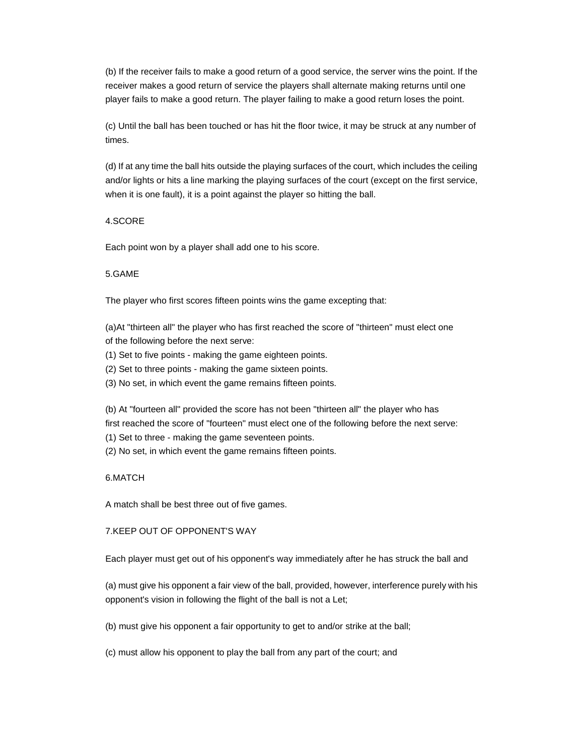(b) If the receiver fails to make a good return of a good service, the server wins the point. If the receiver makes a good return of service the players shall alternate making returns until one player fails to make a good return. The player failing to make a good return loses the point.

(c) Until the ball has been touched or has hit the floor twice, it may be struck at any number of times.

(d) If at any time the ball hits outside the playing surfaces of the court, which includes the ceiling and/or lights or hits a line marking the playing surfaces of the court (except on the first service, when it is one fault), it is a point against the player so hitting the ball.

4.SCORE

Each point won by a player shall add one to his score.

5.GAME

The player who first scores fifteen points wins the game excepting that:

(a)At "thirteen all" the player who has first reached the score of "thirteen" must elect one of the following before the next serve:
(1) Set to five points - making the game eighteen points.
(2) Set to three points - making the game sixteen points.
(3) No set, in which event the game remains fifteen points.

(b) At "fourteen all" provided the score has not been "thirteen all" the player who has first reached the score of "fourteen" must elect one of the following before the next serve:
(1) Set to three - making the game seventeen points.
(2) No set, in which event the game remains fifteen points.

6.MATCH

A match shall be best three out of five games.

7.KEEP OUT OF OPPONENT'S WAY

Each player must get out of his opponent's way immediately after he has struck the ball and

(a) must give his opponent a fair view of the ball, provided, however, interference purely with his opponent's vision in following the flight of the ball is not a Let;

(b) must give his opponent a fair opportunity to get to and/or strike at the ball;

(c) must allow his opponent to play the ball from any part of the court; and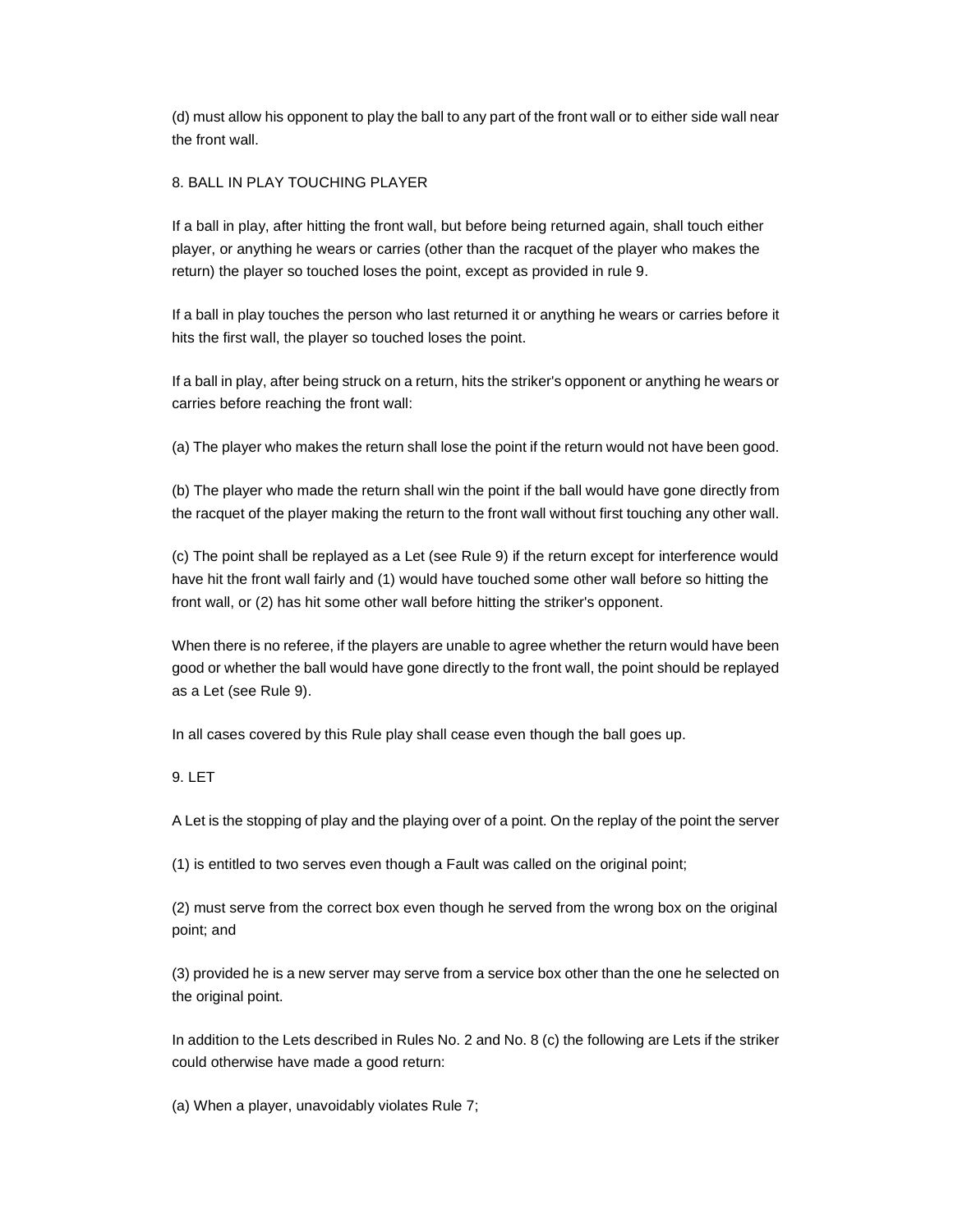(d) must allow his opponent to play the ball to any part of the front wall or to either side wall near the front wall.

## 8. BALL IN PLAY TOUCHING PLAYER

If a ball in play, after hitting the front wall, but before being returned again, shall touch either player, or anything he wears or carries (other than the racquet of the player who makes the return) the player so touched loses the point, except as provided in rule 9.

If a ball in play touches the person who last returned it or anything he wears or carries before it hits the first wall, the player so touched loses the point.

If a ball in play, after being struck on a return, hits the striker's opponent or anything he wears or carries before reaching the front wall:

(a) The player who makes the return shall lose the point if the return would not have been good.

(b) The player who made the return shall win the point if the ball would have gone directly from the racquet of the player making the return to the front wall without first touching any other wall.

(c) The point shall be replayed as a Let (see Rule 9) if the return except for interference would have hit the front wall fairly and (1) would have touched some other wall before so hitting the front wall, or (2) has hit some other wall before hitting the striker's opponent.

When there is no referee, if the players are unable to agree whether the return would have been good or whether the ball would have gone directly to the front wall, the point should be replayed as a Let (see Rule 9).

In all cases covered by this Rule play shall cease even though the ball goes up.

## 9. LET

A Let is the stopping of play and the playing over of a point. On the replay of the point the server

(1) is entitled to two serves even though a Fault was called on the original point;

(2) must serve from the correct box even though he served from the wrong box on the original point; and

(3) provided he is a new server may serve from a service box other than the one he selected on the original point.

In addition to the Lets described in Rules No. 2 and No. 8 (c) the following are Lets if the striker could otherwise have made a good return:

(a) When a player, unavoidably violates Rule 7;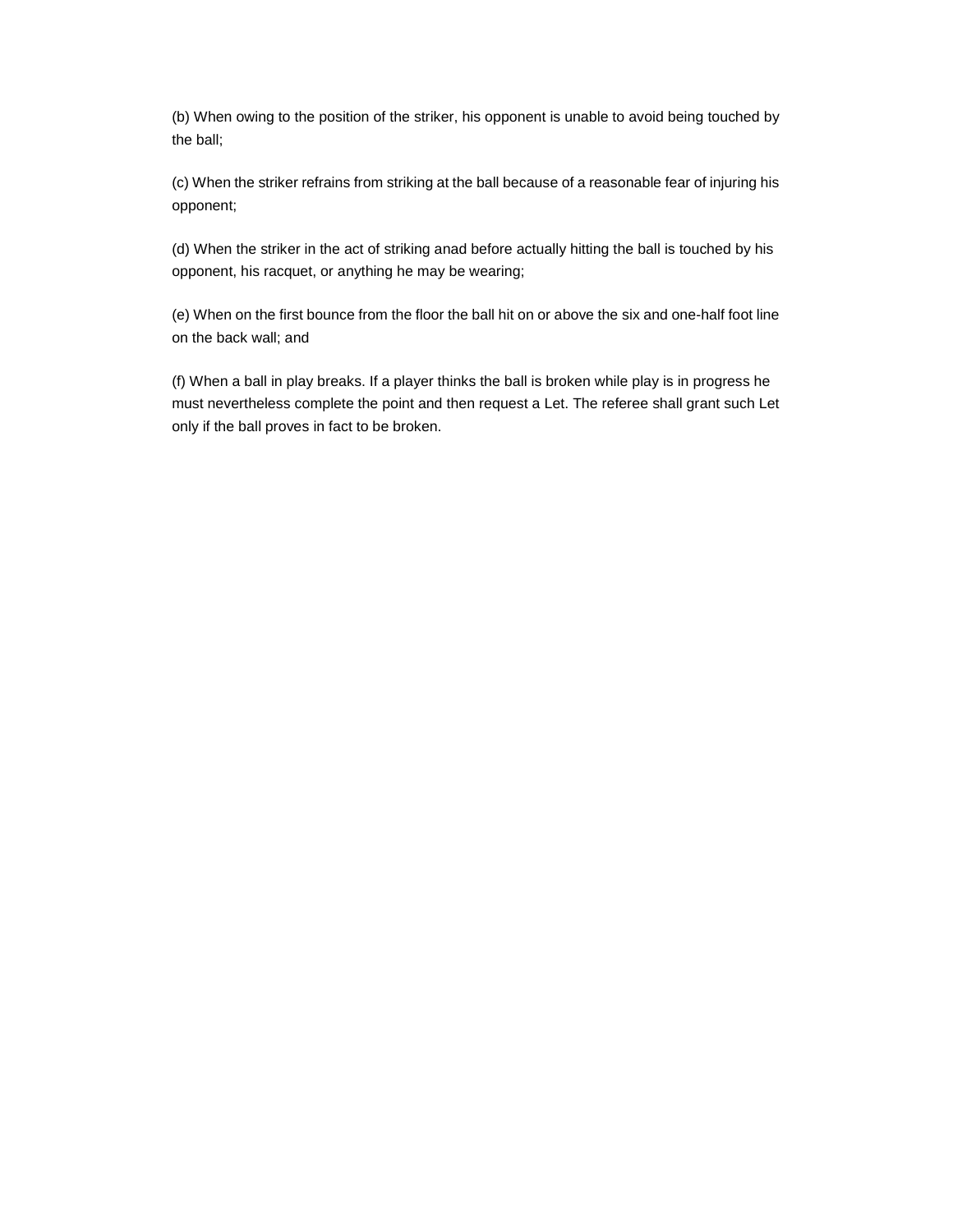(b) When owing to the position of the striker, his opponent is unable to avoid being touched by the ball;

(c) When the striker refrains from striking at the ball because of a reasonable fear of injuring his opponent;

(d) When the striker in the act of striking anad before actually hitting the ball is touched by his opponent, his racquet, or anything he may be wearing;

(e) When on the first bounce from the floor the ball hit on or above the six and one-half foot line on the back wall; and

(f) When a ball in play breaks. If a player thinks the ball is broken while play is in progress he must nevertheless complete the point and then request a Let. The referee shall grant such Let only if the ball proves in fact to be broken.